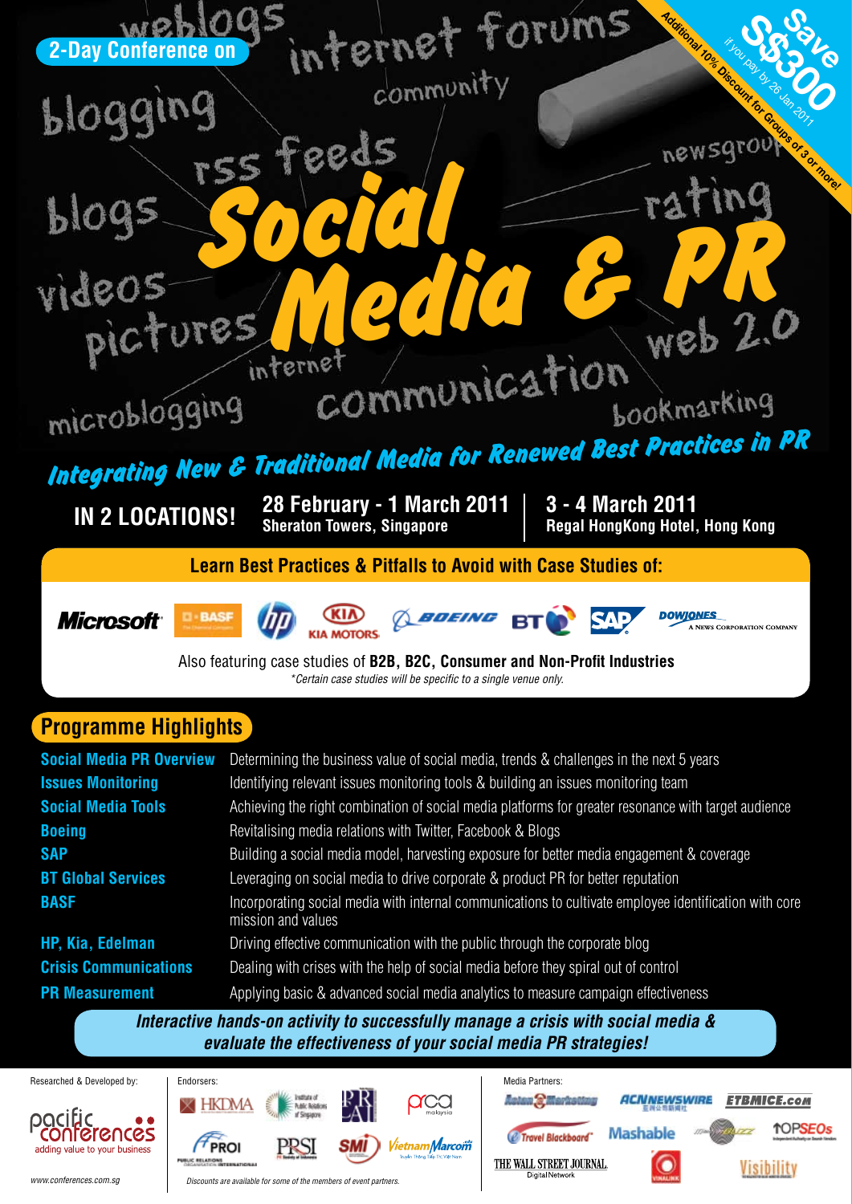2-Day Conference on

# Social Media & PR

weblogs · internet forums · community · blogging · rss feeds · newsgroup · blogs · rating · videos · pictures · web 2.0 · internet · communication · microblogging · bookmarking

**Save S$300** if you pay by 26 Jan 2011

Additional 10% Discount for Groups of 3 or more!

## *Integrating New & Traditional Media for Renewed Best Practices in PR*

**IN 2 LOCATIONS!**

**28 February - 1 March 2011**
**Sheraton Towers, Singapore**

**3 - 4 March 2011**
**Regal HongKong Hotel, Hong Kong**

### Learn Best Practices & Pitfalls to Avoid with Case Studies of:

Microsoft · BASF · hp · KIA MOTORS · BOEING · BT · SAP · DOWJONES A News Corporation Company

Also featuring case studies of **B2B, B2C, Consumer and Non-Profit Industries**

*\*Certain case studies will be specific to a single venue only.*

## Programme Highlights

| | |
|---|---|
| **Social Media PR Overview** | Determining the business value of social media, trends & challenges in the next 5 years |
| **Issues Monitoring** | Identifying relevant issues monitoring tools & building an issues monitoring team |
| **Social Media Tools** | Achieving the right combination of social media platforms for greater resonance with target audience |
| **Boeing** | Revitalising media relations with Twitter, Facebook & Blogs |
| **SAP** | Building a social media model, harvesting exposure for better media engagement & coverage |
| **BT Global Services** | Leveraging on social media to drive corporate & product PR for better reputation |
| **BASF** | Incorporating social media with internal communications to cultivate employee identification with core mission and values |
| **HP, Kia, Edelman** | Driving effective communication with the public through the corporate blog |
| **Crisis Communications** | Dealing with crises with the help of social media before they spiral out of control |
| **PR Measurement** | Applying basic & advanced social media analytics to measure campaign effectiveness |

***Interactive hands-on activity to successfully manage a crisis with social media & evaluate the effectiveness of your social media PR strategies!***

Researched & Developed by: pacific conferences – adding value to your business

www.conferences.com.sg

Endorsers: HKDMA · Institute of Public Relations of Singapore · PRAI · pca malaysia · PROI · PRSI · SMI · Vietnam Marcom

*Discounts are available for some of the members of event partners.*

Media Partners: Asian Marketing · ACN Newswire · ETBMICE.com · Travel Blackboard · Mashable · TOPSEOs · The Wall Street Journal Digital Network · Visibility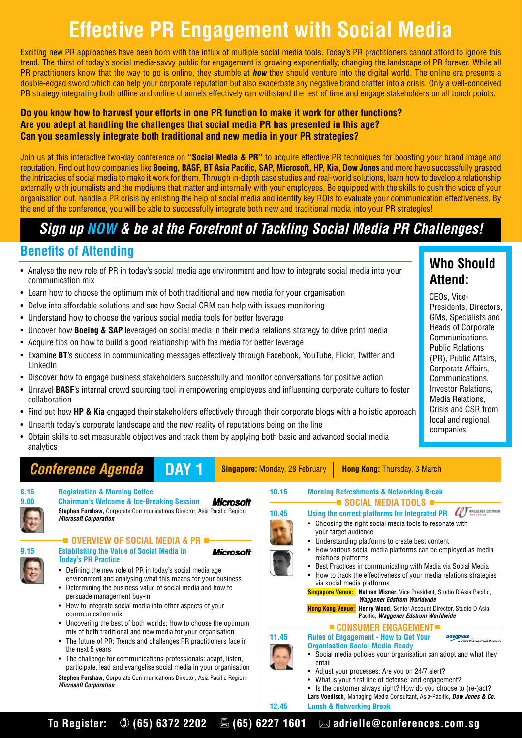# Effective PR Engagement with Social Media

Exciting new PR approaches have been born with the influx of multiple social media tools. Today's PR practitioners cannot afford to ignore this trend. The thirst of today's social media-savvy public for engagement is growing exponentially, changing the landscape of PR forever. While all PR practitioners know that the way to go is online, they stumble at ***how*** they should venture into the digital world. The online era presents a double-edged sword which can help your corporate reputation but also exacerbate any negative brand chatter into a crisis. Only a well-conceived PR strategy integrating both offline and online channels effectively can withstand the test of time and engage stakeholders on all touch points.

**Do you know how to harvest your efforts in one PR function to make it work for other functions?**
**Are you adept at handling the challenges that social media PR has presented in this age?**
**Can you seamlessly integrate both traditional and new media in your PR strategies?**

Join us at this interactive two-day conference on **"Social Media & PR"** to acquire effective PR techniques for boosting your brand image and reputation. Find out how companies like **Boeing, BASF, BT Asia Pacific, SAP, Microsoft, HP, Kia, Dow Jones** and more have successfully grasped the intricacies of social media to make it work for them. Through in-depth case studies and real-world solutions, learn how to develop a relationship externally with journalists and the mediums that matter and internally with your employees. Be equipped with the skills to push the voice of your organisation out, handle a PR crisis by enlisting the help of social media and identify key ROIs to evaluate your communication effectiveness. By the end of the conference, you will be able to successfully integrate both new and traditional media into your PR strategies!

## *Sign up NOW & be at the Forefront of Tackling Social Media PR Challenges!*

## Benefits of Attending

- Analyse the new role of PR in today's social media age environment and how to integrate social media into your communication mix
- Learn how to choose the optimum mix of both traditional and new media for your organisation
- Delve into affordable solutions and see how Social CRM can help with issues monitoring
- Understand how to choose the various social media tools for better leverage
- Uncover how **Boeing & SAP** leveraged on social media in their media relations strategy to drive print media
- Acquire tips on how to build a good relationship with the media for better leverage
- Examine **BT**'s success in communicating messages effectively through Facebook, YouTube, Flickr, Twitter and LinkedIn
- Discover how to engage business stakeholders successfully and monitor conversations for positive action
- Unravel **BASF**'s internal crowd sourcing tool in empowering employees and influencing corporate culture to foster collaboration
- Find out how **HP & Kia** engaged their stakeholders effectively through their corporate blogs with a holistic approach
- Unearth today's corporate landscape and the new reality of reputations being on the line
- Obtain skills to set measurable objectives and track them by applying both basic and advanced social media analytics

## Who Should Attend:

CEOs, Vice-Presidents, Directors, GMs, Specialists and Heads of Corporate Communications, Public Relations (PR), Public Affairs, Corporate Affairs, Communications, Investor Relations, Media Relations, Crisis and CSR from local and regional companies

## *Conference Agenda* DAY 1

**Singapore:** Monday, 28 February | **Hong Kong:** Thursday, 3 March

**8.15** **Registration & Morning Coffee**

**9.00** **Chairman's Welcome & Ice-Breaking Session** — Microsoft

**Stephen Forshaw,** Corporate Communications Director, Asia Pacific Region, ***Microsoft Corporation***

### OVERVIEW OF SOCIAL MEDIA & PR

**9.15** **Establishing the Value of Social Media in Today's PR Practice** — Microsoft

- Defining the new role of PR in today's social media age environment and analysing what this means for your business
- Determining the business value of social media and how to persuade management buy-in
- How to integrate social media into other aspects of your communication mix
- Uncovering the best of both worlds: How to choose the optimum mix of both traditional and new media for your organisation
- The future of PR: Trends and challenges PR practitioners face in the next 5 years
- The challenge for communications professionals: adapt, listen, participate, lead and evangelise social media in your organisation

**Stephen Forshaw,** Corporate Communications Director, Asia Pacific Region, ***Microsoft Corporation***

**10.15** **Morning Refreshments & Networking Break**

### SOCIAL MEDIA TOOLS

**10.45** **Using the correct platforms for Integrated PR** — Waggener Edstrom Worldwide

- Choosing the right social media tools to resonate with your target audience
- Understanding platforms to create best content
- How various social media platforms can be employed as media relations platforms
- Best Practices in communicating with Media via Social Media
- How to track the effectiveness of your media relations strategies via social media platforms

**Singapore Venue:** **Nathan Misner,** Vice President, Studio D Asia Pacific, ***Waggener Edstrom Worldwide***

**Hong Kong Venue:** **Henry Wood,** Senior Account Director, Studio D Asia Pacific, ***Waggener Edstrom Worldwide***

### CONSUMER ENGAGEMENT

**11.45** **Rules of Engagement - How to Get Your Organisation Social-Media-Ready** — Dow Jones, A News Corporation Company

- Social media policies your organisation can adopt and what they entail
- Adjust your processes: Are you on 24/7 alert?
- What is your first line of defense; and engagement?
- Is the customer always right? How do you choose to (re-)act?

**Lars Voedisch,** Managing Media Consultant, Asia-Pacific, ***Dow Jones & Co.***

**12.45** **Lunch & Networking Break**

**To Register:** (65) 6372 2202 | (65) 6227 1601 | adrielle@conferences.com.sg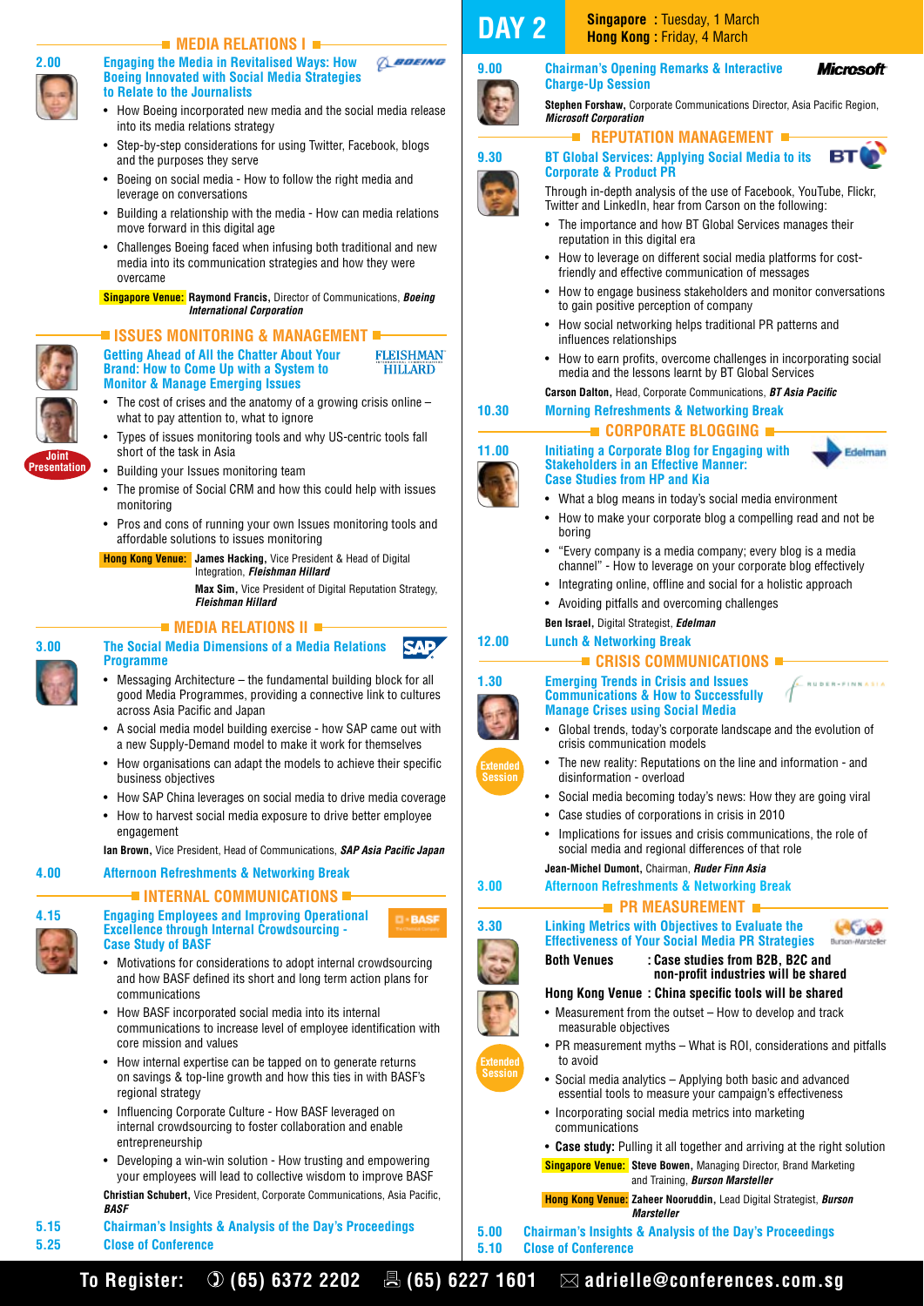## MEDIA RELATIONS I

**2.00** **Engaging the Media in Revitalised Ways: How Boeing Innovated with Social Media Strategies to Relate to the Journalists**

- How Boeing incorporated new media and the social media release into its media relations strategy
- Step-by-step considerations for using Twitter, Facebook, blogs and the purposes they serve
- Boeing on social media - How to follow the right media and leverage on conversations
- Building a relationship with the media - How can media relations move forward in this digital age
- Challenges Boeing faced when infusing both traditional and new media into its communication strategies and how they were overcome

**Singapore Venue:** **Raymond Francis,** Director of Communications, ***Boeing International Corporation***

## ISSUES MONITORING & MANAGEMENT

**Joint Presentation**

**Getting Ahead of All the Chatter About Your Brand: How to Come Up with a System to Monitor & Manage Emerging Issues**

- The cost of crises and the anatomy of a growing crisis online – what to pay attention to, what to ignore
- Types of issues monitoring tools and why US-centric tools fall short of the task in Asia
- Building your Issues monitoring team
- The promise of Social CRM and how this could help with issues monitoring
- Pros and cons of running your own Issues monitoring tools and affordable solutions to issues monitoring

**Hong Kong Venue:** **James Hacking,** Vice President & Head of Digital Integration, ***Fleishman Hillard***

**Max Sim,** Vice President of Digital Reputation Strategy, ***Fleishman Hillard***

## MEDIA RELATIONS II

**3.00** **The Social Media Dimensions of a Media Relations Programme**

- Messaging Architecture – the fundamental building block for all good Media Programmes, providing a connective link to cultures across Asia Pacific and Japan
- A social media model building exercise - how SAP came out with a new Supply-Demand model to make it work for themselves
- How organisations can adapt the models to achieve their specific business objectives
- How SAP China leverages on social media to drive media coverage
- How to harvest social media exposure to drive better employee engagement

**Ian Brown,** Vice President, Head of Communications, ***SAP Asia Pacific Japan***

**4.00** **Afternoon Refreshments & Networking Break**

## INTERNAL COMMUNICATIONS

**4.15** **Engaging Employees and Improving Operational Excellence through Internal Crowdsourcing - Case Study of BASF**

- Motivations for considerations to adopt internal crowdsourcing and how BASF defined its short and long term action plans for communications
- How BASF incorporated social media into its internal communications to increase level of employee identification with core mission and values
- How internal expertise can be tapped on to generate returns on savings & top-line growth and how this ties in with BASF's regional strategy
- Influencing Corporate Culture - How BASF leveraged on internal crowdsourcing to foster collaboration and enable entrepreneurship
- Developing a win-win solution - How trusting and empowering your employees will lead to collective wisdom to improve BASF

**Christian Schubert,** Vice President, Corporate Communications, Asia Pacific, ***BASF***

**5.15** **Chairman's Insights & Analysis of the Day's Proceedings**

**5.25** **Close of Conference**

# DAY 2

**Singapore :** Tuesday, 1 March
**Hong Kong :** Friday, 4 March

**9.00** **Chairman's Opening Remarks & Interactive Charge-Up Session**

**Stephen Forshaw,** Corporate Communications Director, Asia Pacific Region, ***Microsoft Corporation***

## REPUTATION MANAGEMENT

**9.30** **BT Global Services: Applying Social Media to its Corporate & Product PR**

Through in-depth analysis of the use of Facebook, YouTube, Flickr, Twitter and LinkedIn, hear from Carson on the following:

- The importance and how BT Global Services manages their reputation in this digital era
- How to leverage on different social media platforms for cost-friendly and effective communication of messages
- How to engage business stakeholders and monitor conversations to gain positive perception of company
- How social networking helps traditional PR patterns and influences relationships
- How to earn profits, overcome challenges in incorporating social media and the lessons learnt by BT Global Services

**Carson Dalton,** Head, Corporate Communications, ***BT Asia Pacific***

**10.30** **Morning Refreshments & Networking Break**

## CORPORATE BLOGGING

**11.00** **Initiating a Corporate Blog for Engaging with Stakeholders in an Effective Manner: Case Studies from HP and Kia**

- What a blog means in today's social media environment
- How to make your corporate blog a compelling read and not be boring
- "Every company is a media company; every blog is a media channel" - How to leverage on your corporate blog effectively
- Integrating online, offline and social for a holistic approach
- Avoiding pitfalls and overcoming challenges

**Ben Israel,** Digital Strategist, ***Edelman***

**12.00** **Lunch & Networking Break**

## CRISIS COMMUNICATIONS

**1.30** **Extended Session**

**Emerging Trends in Crisis and Issues Communications & How to Successfully Manage Crises using Social Media**

- Global trends, today's corporate landscape and the evolution of crisis communication models
- The new reality: Reputations on the line and information - and disinformation - overload
- Social media becoming today's news: How they are going viral
- Case studies of corporations in crisis in 2010
- Implications for issues and crisis communications, the role of social media and regional differences of that role

**Jean-Michel Dumont,** Chairman, ***Ruder Finn Asia***

**3.00** **Afternoon Refreshments & Networking Break**

## PR MEASUREMENT

**3.30** **Extended Session**

**Linking Metrics with Objectives to Evaluate the Effectiveness of Your Social Media PR Strategies**

**Both Venues : Case studies from B2B, B2C and non-profit industries will be shared**

**Hong Kong Venue : China specific tools will be shared**

- Measurement from the outset – How to develop and track measurable objectives
- PR measurement myths – What is ROI, considerations and pitfalls to avoid
- Social media analytics – Applying both basic and advanced essential tools to measure your campaign's effectiveness
- Incorporating social media metrics into marketing communications
- **Case study:** Pulling it all together and arriving at the right solution

**Singapore Venue:** **Steve Bowen,** Managing Director, Brand Marketing and Training, ***Burson Marsteller***

**Hong Kong Venue:** **Zaheer Nooruddin,** Lead Digital Strategist, ***Burson Marsteller***

**5.00** **Chairman's Insights & Analysis of the Day's Proceedings**

**5.10** **Close of Conference**

**To Register:** (65) 6372 2202 (65) 6227 1601 adrielle@conferences.com.sg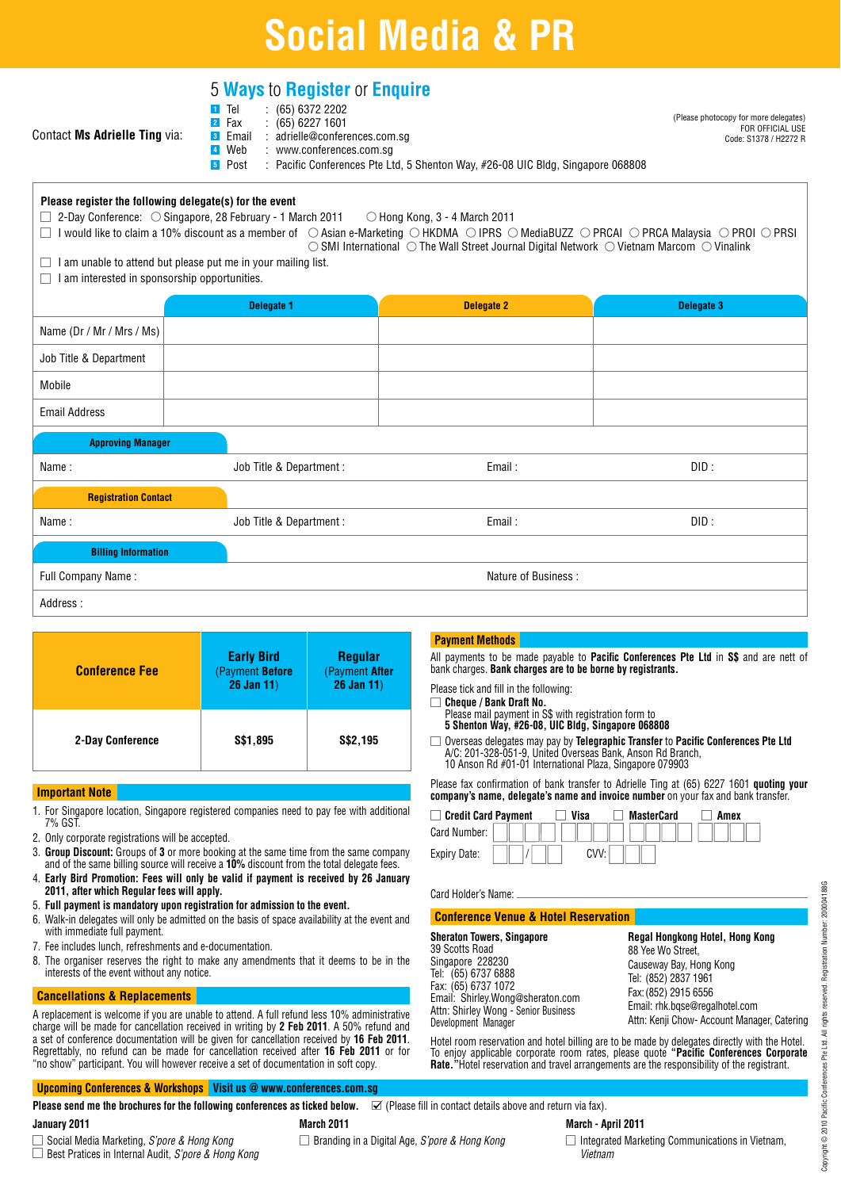# Social Media & PR

## 5 Ways to Register or Enquire

Contact **Ms Adrielle Ting** via:

1. Tel : (65) 6372 2202
2. Fax : (65) 6227 1601
3. Email : adrielle@conferences.com.sg
4. Web : www.conferences.com.sg
5. Post : Pacific Conferences Pte Ltd, 5 Shenton Way, #26-08 UIC Bldg, Singapore 068808

(Please photocopy for more delegates)
FOR OFFICIAL USE
Code: S1378 / H2272 R

**Please register the following delegate(s) for the event**

- ☐ 2-Day Conference: ○ Singapore, 28 February - 1 March 2011 ○ Hong Kong, 3 - 4 March 2011
- ☐ I would like to claim a 10% discount as a member of ○ Asian e-Marketing ○ HKDMA ○ IPRS ○ MediaBUZZ ○ PRCAI ○ PRCA Malaysia ○ PROI ○ PRSI ○ SMI International ○ The Wall Street Journal Digital Network ○ Vietnam Marcom ○ Vinalink
- ☐ I am unable to attend but please put me in your mailing list.
- ☐ I am interested in sponsorship opportunities.

| | Delegate 1 | Delegate 2 | Delegate 3 |
|---|---|---|---|
| Name (Dr / Mr / Mrs / Ms) | | | |
| Job Title & Department | | | |
| Mobile | | | |
| Email Address | | | |

**Approving Manager**

Name : Job Title & Department : Email : DID :

**Registration Contact**

Name : Job Title & Department : Email : DID :

**Billing Information**

Full Company Name : Nature of Business :

Address :

| Conference Fee | Early Bird (Payment **Before 26 Jan 11**) | Regular (Payment **After 26 Jan 11**) |
|---|---|---|
| **2-Day Conference** | **S$1,895** | **S$2,195** |

## Important Note

1. For Singapore location, Singapore registered companies need to pay fee with additional 7% GST.
2. Only corporate registrations will be accepted.
3. **Group Discount:** Groups of **3** or more booking at the same time from the same company and of the same billing source will receive a **10%** discount from the total delegate fees.
4. **Early Bird Promotion: Fees will only be valid if payment is received by 26 January 2011, after which Regular fees will apply.**
5. **Full payment is mandatory upon registration for admission to the event.**
6. Walk-in delegates will only be admitted on the basis of space availability at the event and with immediate full payment.
7. Fee includes lunch, refreshments and e-documentation.
8. The organiser reserves the right to make any amendments that it deems to be in the interests of the event without any notice.

## Cancellations & Replacements

A replacement is welcome if you are unable to attend. A full refund less 10% administrative charge will be made for cancellation received in writing by **2 Feb 2011**. A 50% refund and a set of conference documentation will be given for cancellation received by **16 Feb 2011**. Regrettably, no refund can be made for cancellation received after **16 Feb 2011** or for "no show" participant. You will however receive a set of documentation in soft copy.

## Payment Methods

All payments to be made payable to **Pacific Conferences Pte Ltd** in **S$** and are nett of bank charges. **Bank charges are to be borne by registrants.**

Please tick and fill in the following:

- ☐ **Cheque / Bank Draft No.**
  Please mail payment in S$ with registration form to
  **5 Shenton Way, #26-08, UIC Bldg, Singapore 068808**
- ☐ Overseas delegates may pay by **Telegraphic Transfer** to **Pacific Conferences Pte Ltd**
  A/C: 201-328-051-9, United Overseas Bank, Anson Rd Branch,
  10 Anson Rd #01-01 International Plaza, Singapore 079903

Please fax confirmation of bank transfer to Adrielle Ting at (65) 6227 1601 **quoting your company's name, delegate's name and invoice number** on your fax and bank transfer.

☐ **Credit Card Payment** ☐ **Visa** ☐ **MasterCard** ☐ **Amex**

Card Number:

Expiry Date: / CVV:

Card Holder's Name:

## Conference Venue & Hotel Reservation

**Sheraton Towers, Singapore**
39 Scotts Road
Singapore 228230
Tel: (65) 6737 6888
Fax: (65) 6737 1072
Email: Shirley.Wong@sheraton.com
Attn: Shirley Wong - Senior Business Development Manager

**Regal Hongkong Hotel, Hong Kong**
88 Yee Wo Street,
Causeway Bay, Hong Kong
Tel: (852) 2837 1961
Fax: (852) 2915 6556
Email: rhk.bqse@regalhotel.com
Attn: Kenji Chow- Account Manager, Catering

Hotel room reservation and hotel billing are to be made by delegates directly with the Hotel. To enjoy applicable corporate room rates, please quote **"Pacific Conferences Corporate Rate."** Hotel reservation and travel arrangements are the responsibility of the registrant.

## Upcoming Conferences & Workshops | Visit us @ www.conferences.com.sg

**Please send me the brochures for the following conferences as ticked below.** ☑ (Please fill in contact details above and return via fax).

**January 2011**
- ☐ Social Media Marketing, *S'pore & Hong Kong*
- ☐ Best Pratices in Internal Audit, *S'pore & Hong Kong*

**March 2011**
- ☐ Branding in a Digital Age, *S'pore & Hong Kong*

**March - April 2011**
- ☐ Integrated Marketing Communications in Vietnam, *Vietnam*

Copyright © 2010 Pacific Conferences Pte Ltd. All rights reserved. Registration Number: 200004188G